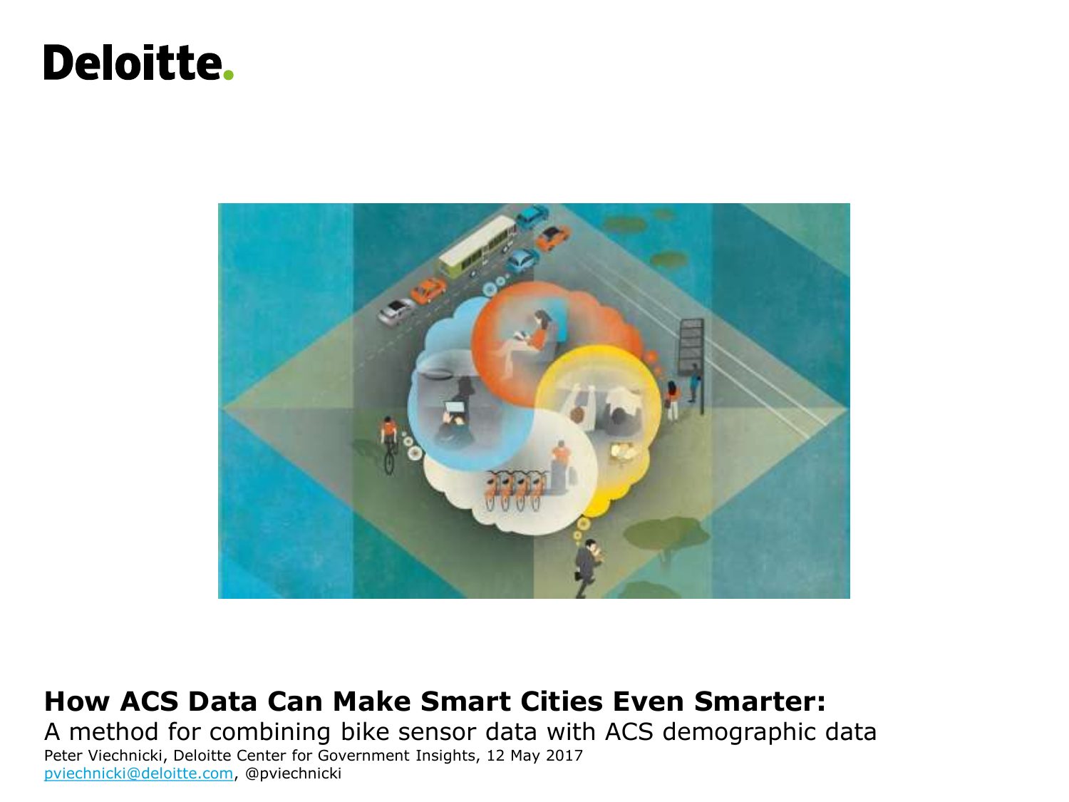Deloitte.

# How ACS Data Can Make Smart Cities Even Smarter:

A method for combining bike sensor data with ACS demographic data

Peter Viechnicki, Deloitte Center for Government Insights, 12 May 2017

pviechnicki@deloitte.com, @pviechnicki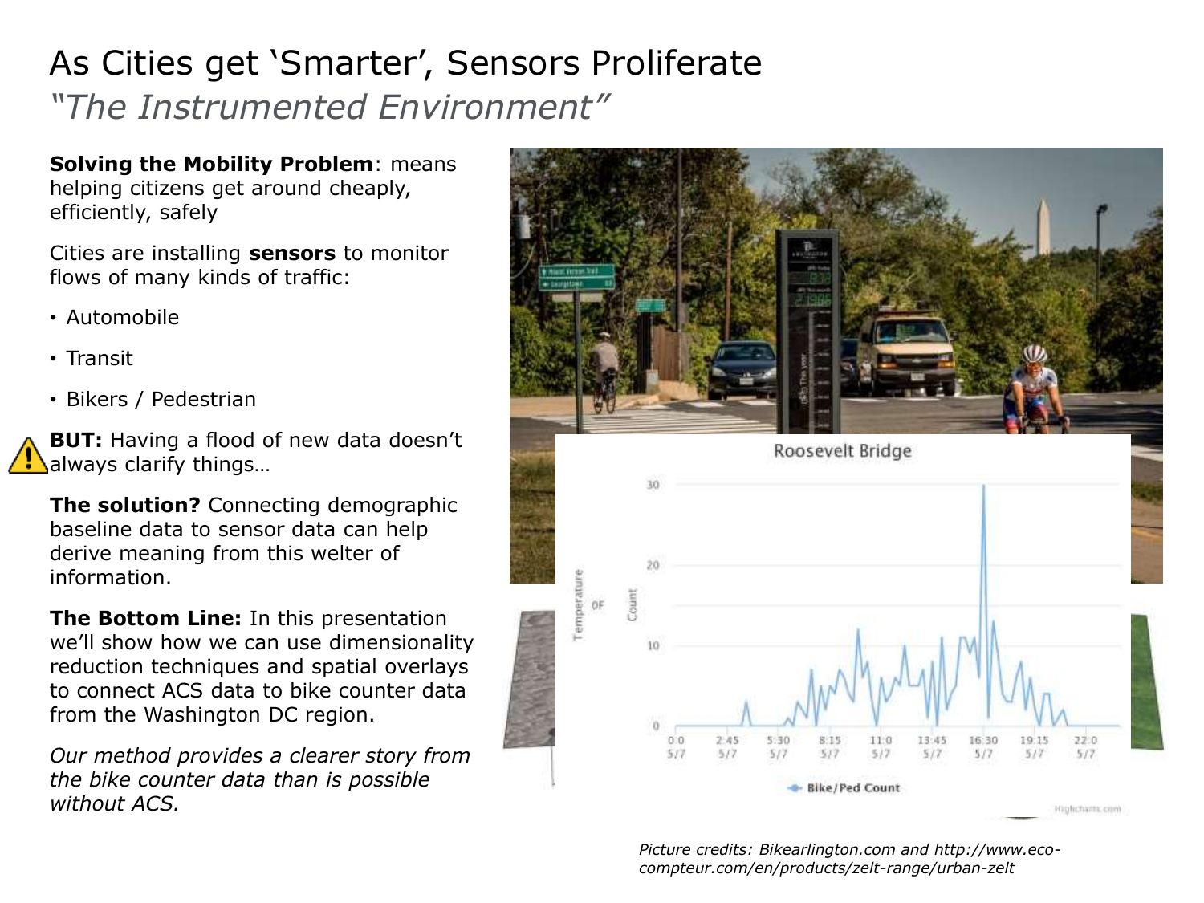# As Cities get 'Smarter', Sensors Proliferate

## *"The Instrumented Environment"*

**Solving the Mobility Problem**: means helping citizens get around cheaply, efficiently, safely

Cities are installing **sensors** to monitor flows of many kinds of traffic:

- Automobile
- Transit
- Bikers / Pedestrian

**BUT:** Having a flood of new data doesn't always clarify things…

**The solution?** Connecting demographic baseline data to sensor data can help derive meaning from this welter of information.

**The Bottom Line:** In this presentation we'll show how we can use dimensionality reduction techniques and spatial overlays to connect ACS data to bike counter data from the Washington DC region.

*Our method provides a clearer story from the bike counter data than is possible without ACS.*

*Picture credits: Bikearlington.com and http://www.eco-compteur.com/en/products/zelt-range/urban-zelt*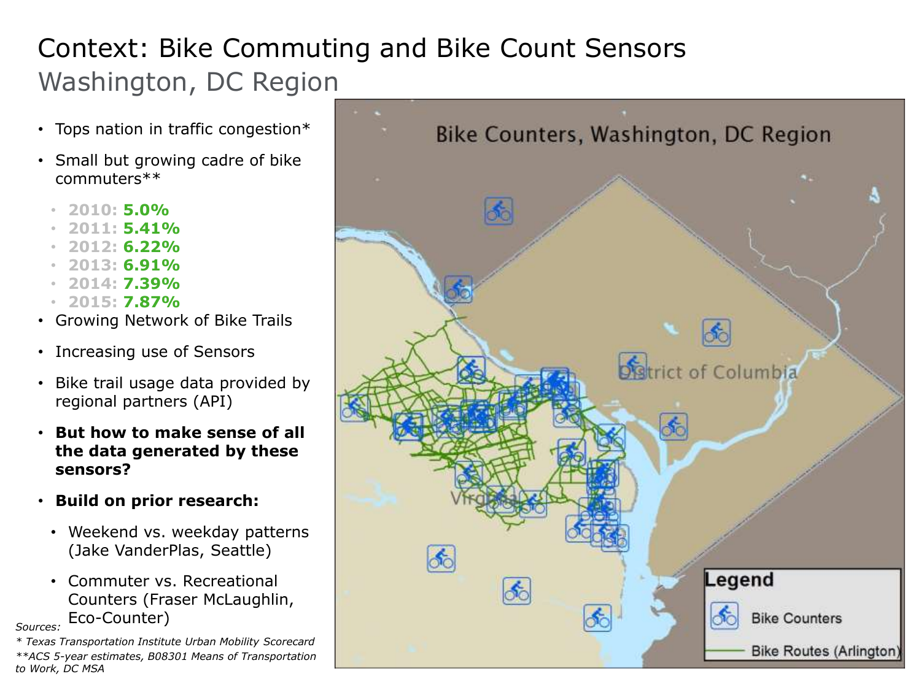# Context: Bike Commuting and Bike Count Sensors

## Washington, DC Region

- Tops nation in traffic congestion*
- Small but growing cadre of bike commuters**
  - **2010: 5.0%**
  - **2011: 5.41%**
  - **2012: 6.22%**
  - **2013: 6.91%**
  - **2014: 7.39%**
  - **2015: 7.87%**
- Growing Network of Bike Trails
- Increasing use of Sensors
- Bike trail usage data provided by regional partners (API)
- **But how to make sense of all the data generated by these sensors?**
- **Build on prior research:**
  - Weekend vs. weekday patterns (Jake VanderPlas, Seattle)
  - Commuter vs. Recreational Counters (Fraser McLaughlin, Eco-Counter)

Bike Counters, Washington, DC Region

Legend

- Bike Counters
- Bike Routes (Arlington)

*Sources:*

** Texas Transportation Institute Urban Mobility Scorecard*

*\*\*ACS 5-year estimates, B08301 Means of Transportation to Work, DC MSA*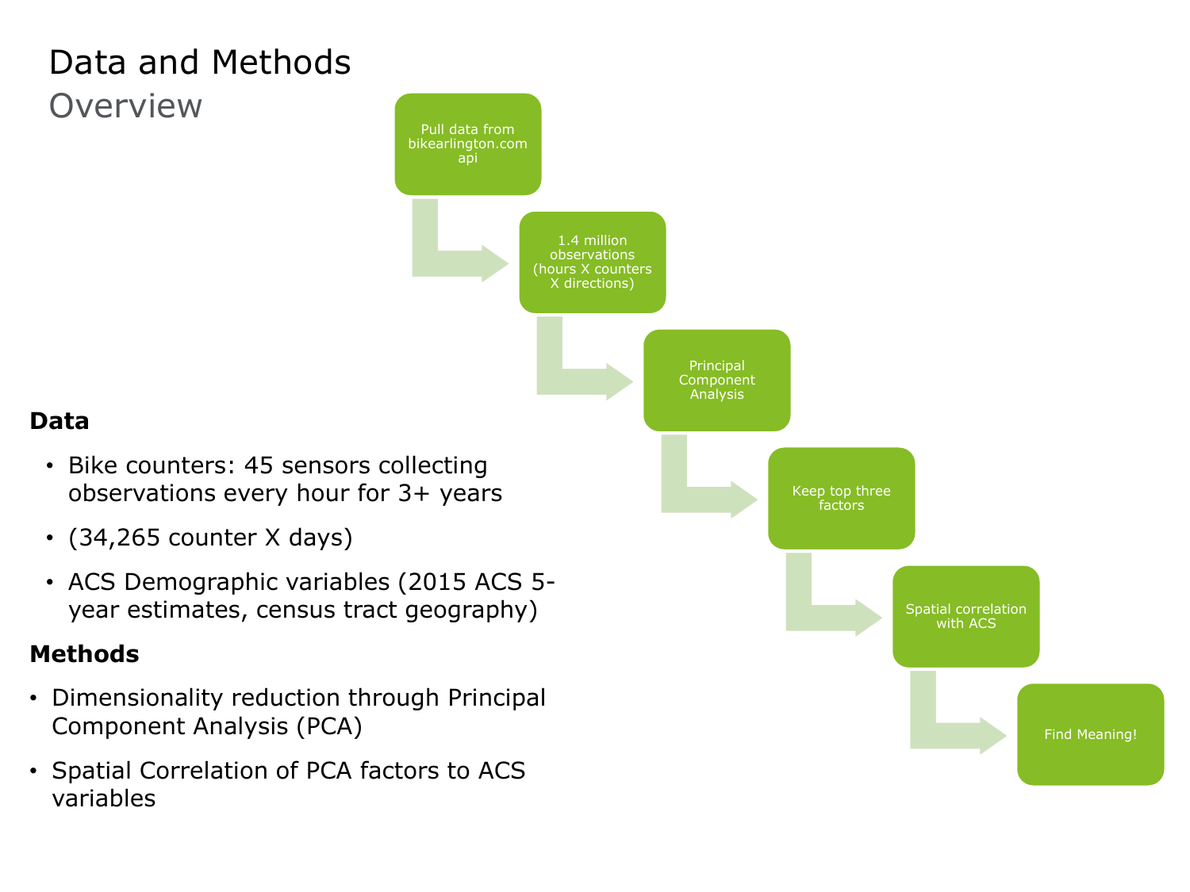# Data and Methods

## Overview

Pull data from bikearlington.com api

1.4 million observations (hours X counters X directions)

Principal Component Analysis

Keep top three factors

Spatial correlation with ACS

Find Meaning!

**Data**

- Bike counters: 45 sensors collecting observations every hour for 3+ years
- (34,265 counter X days)
- ACS Demographic variables (2015 ACS 5-year estimates, census tract geography)

**Methods**

- Dimensionality reduction through Principal Component Analysis (PCA)
- Spatial Correlation of PCA factors to ACS variables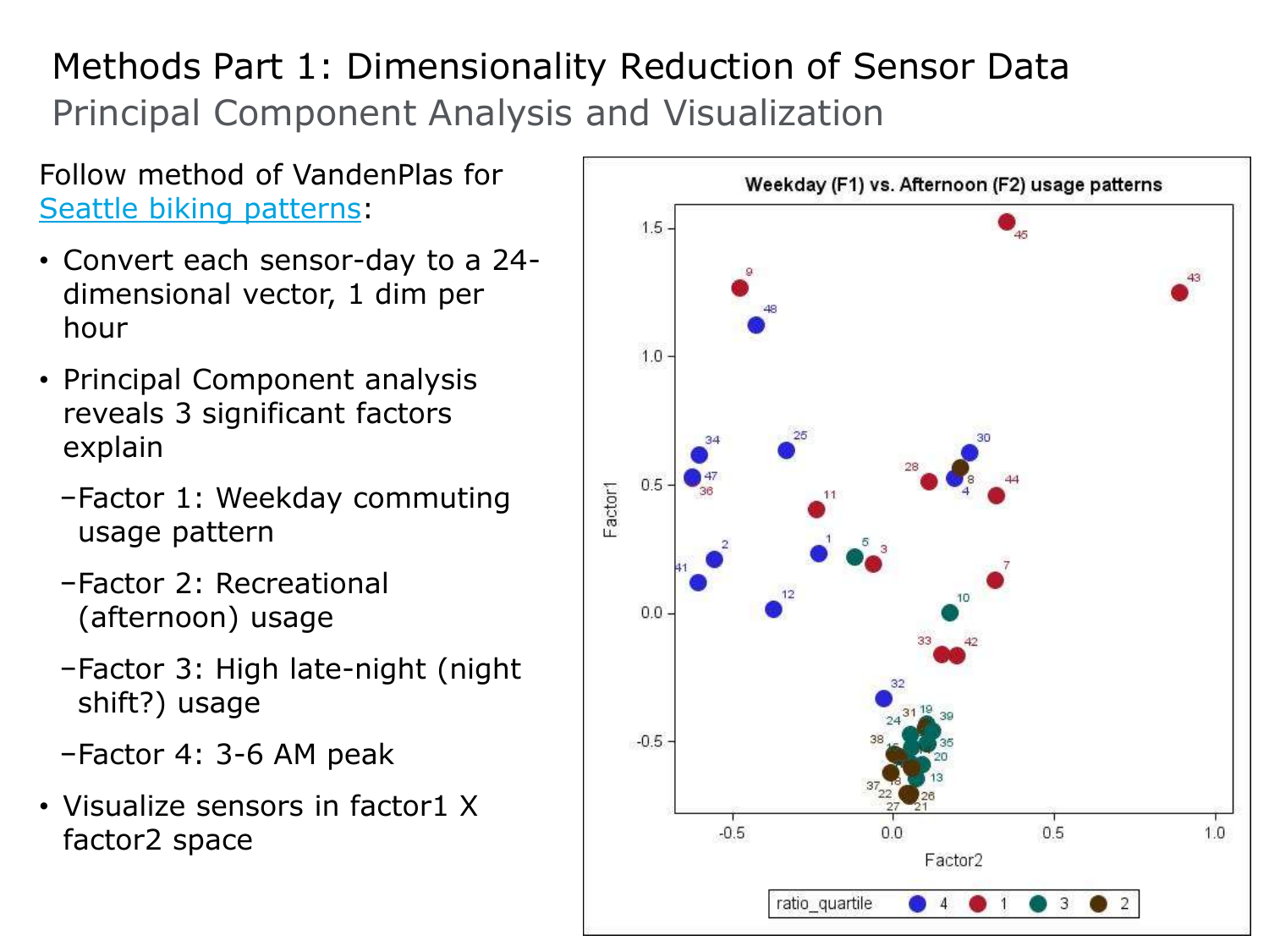# Methods Part 1: Dimensionality Reduction of Sensor Data

## Principal Component Analysis and Visualization

Follow method of VandenPlas for Seattle biking patterns:

- Convert each sensor-day to a 24-dimensional vector, 1 dim per hour
- Principal Component analysis reveals 3 significant factors explain
  - Factor 1: Weekday commuting usage pattern
  - Factor 2: Recreational (afternoon) usage
  - Factor 3: High late-night (night shift?) usage
  - Factor 4: 3-6 AM peak
- Visualize sensors in factor1 X factor2 space

Weekday (F1) vs. Afternoon (F2) usage patterns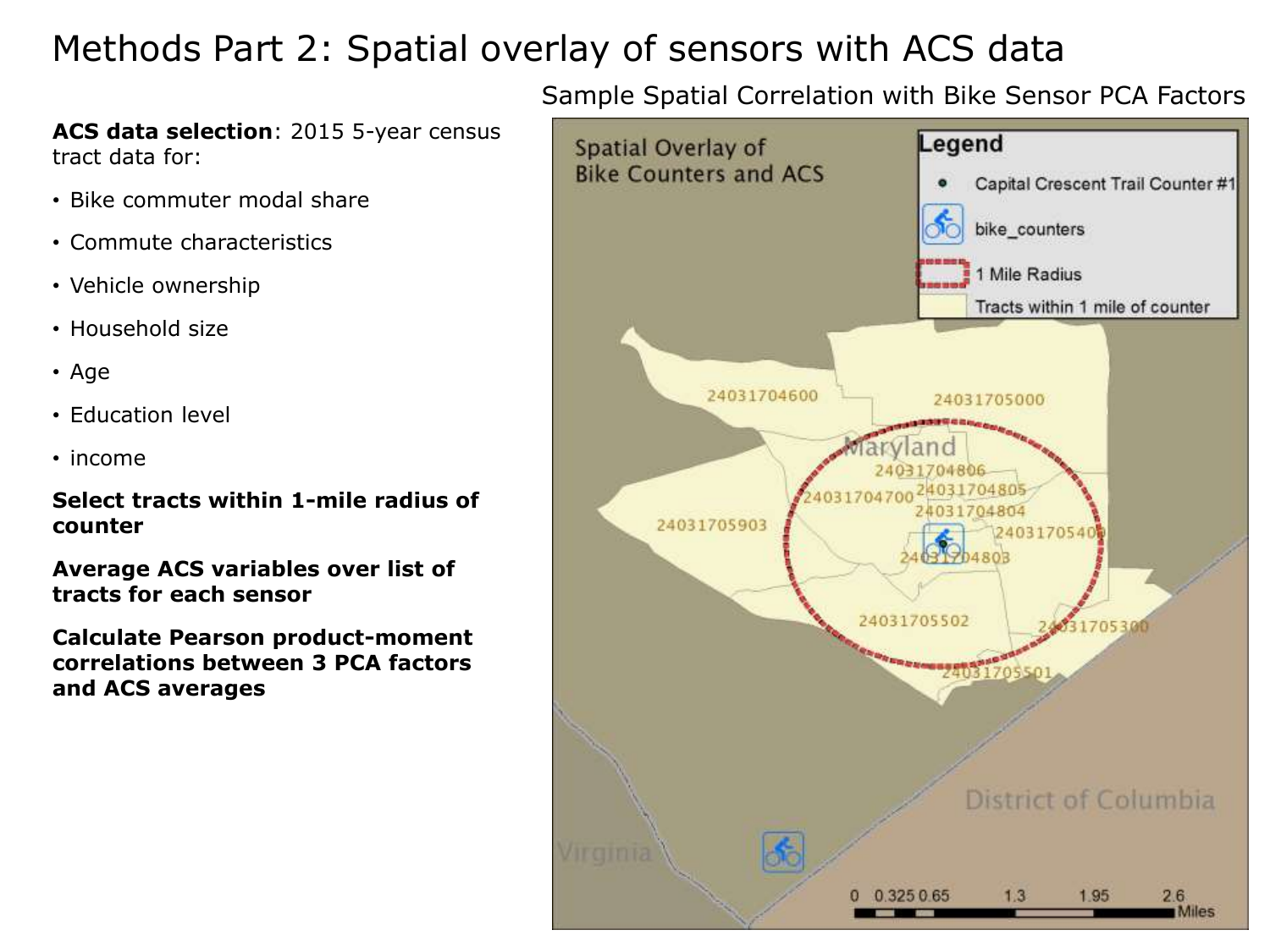# Methods Part 2: Spatial overlay of sensors with ACS data

**ACS data selection**: 2015 5-year census tract data for:

- Bike commuter modal share
- Commute characteristics
- Vehicle ownership
- Household size
- Age
- Education level
- income

**Select tracts within 1-mile radius of counter**

**Average ACS variables over list of tracts for each sensor**

**Calculate Pearson product-moment correlations between 3 PCA factors and ACS averages**

Sample Spatial Correlation with Bike Sensor PCA Factors

Spatial Overlay of Bike Counters and ACS

Legend

- Capital Crescent Trail Counter #1
- bike_counters
- 1 Mile Radius
- Tracts within 1 mile of counter

24031704600, 24031705000, 24031704806, 24031704700, 24031704805, 24031704804, 24031705903, 24031705400, 24031704803, 24031705502, 24031705300, 24031705501

Maryland

District of Columbia

Virginia

0 0.325 0.65 1.3 1.95 2.6 Miles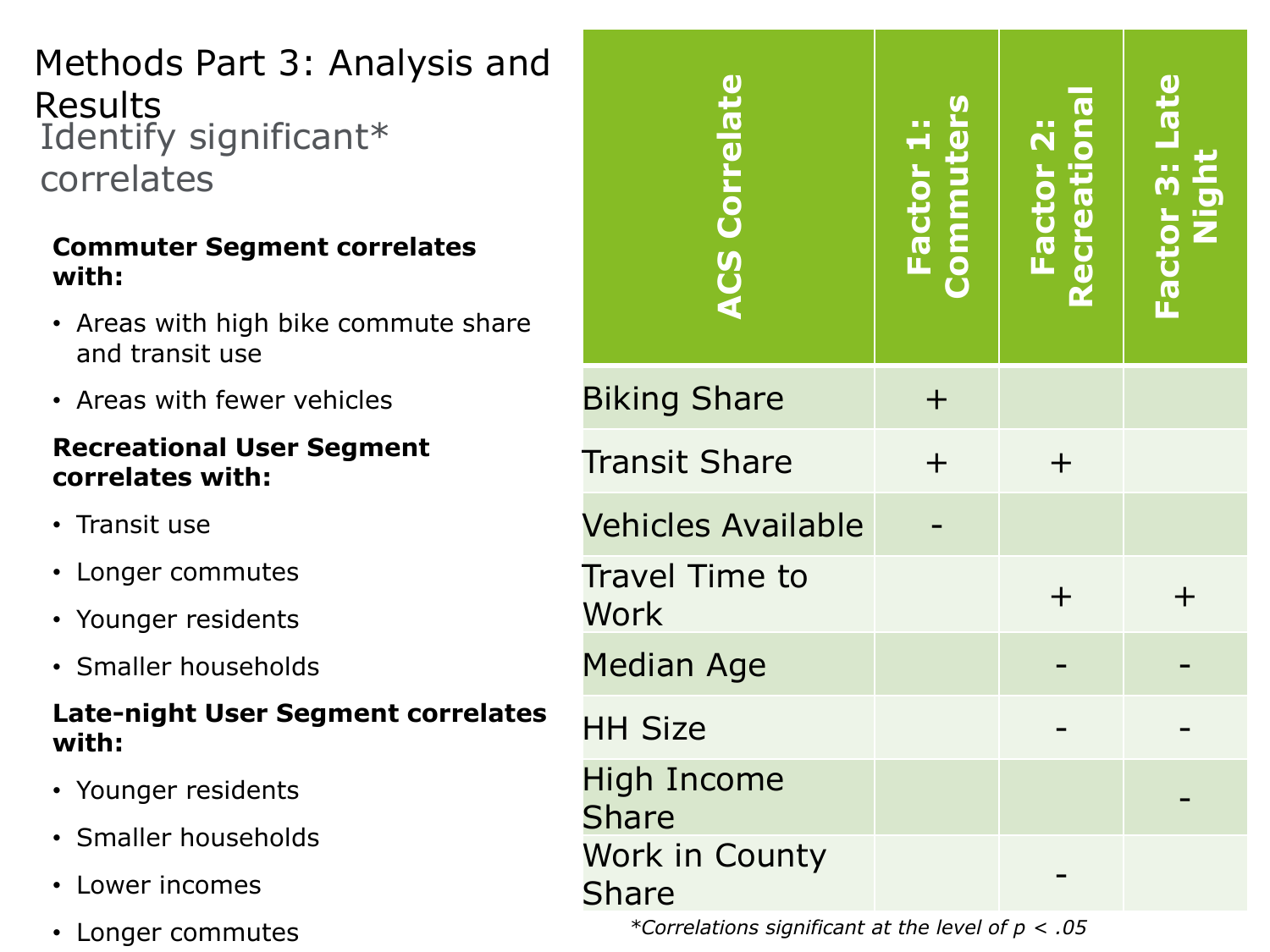# Methods Part 3: Analysis and Results

## Identify significant* correlates

**Commuter Segment correlates with:**

- Areas with high bike commute share and transit use
- Areas with fewer vehicles

**Recreational User Segment correlates with:**

- Transit use
- Longer commutes
- Younger residents
- Smaller households

**Late-night User Segment correlates with:**

- Younger residents
- Smaller households
- Lower incomes
- Longer commutes

| ACS Correlate | Factor 1: Commuters | Factor 2: Recreational | Factor 3: Late Night |
|---|---|---|---|
| Biking Share | + | | |
| Transit Share | + | + | |
| Vehicles Available | - | | |
| Travel Time to Work | | + | + |
| Median Age | | - | - |
| HH Size | | - | - |
| High Income Share | | | - |
| Work in County Share | | - | |

*\*Correlations significant at the level of $p < .05$*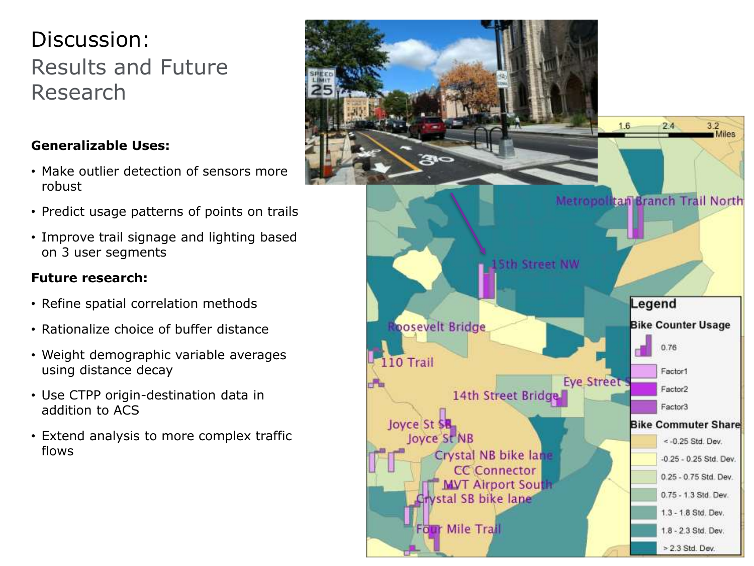# Discussion:

## Results and Future Research

**Generalizable Uses:**

- Make outlier detection of sensors more robust
- Predict usage patterns of points on trails
- Improve trail signage and lighting based on 3 user segments

**Future research:**

- Refine spatial correlation methods
- Rationalize choice of buffer distance
- Weight demographic variable averages using distance decay
- Use CTPP origin-destination data in addition to ACS
- Extend analysis to more complex traffic flows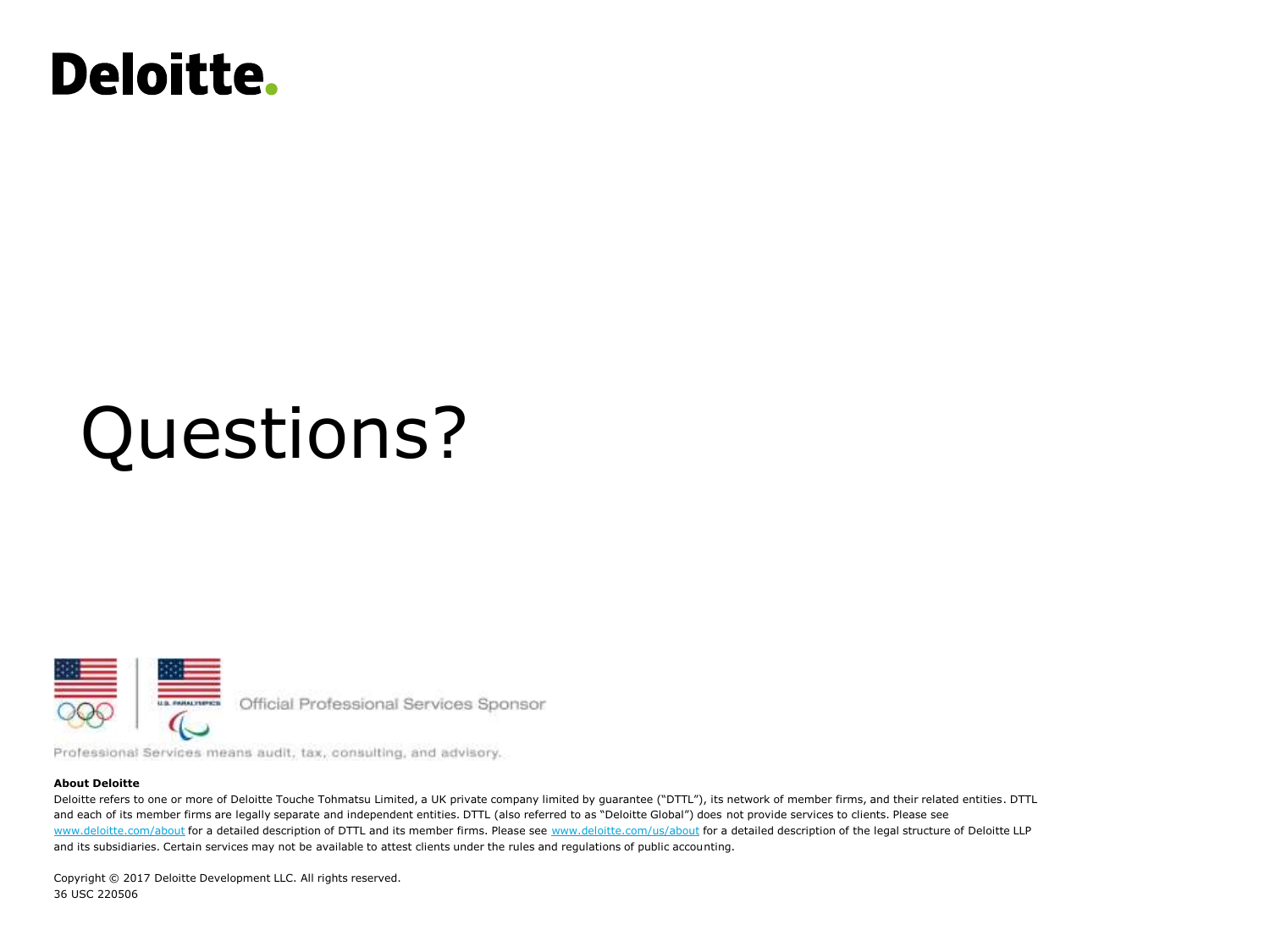Deloitte.

# Questions?

Official Professional Services Sponsor

Professional Services means audit, tax, consulting, and advisory.

**About Deloitte**

Deloitte refers to one or more of Deloitte Touche Tohmatsu Limited, a UK private company limited by guarantee ("DTTL"), its network of member firms, and their related entities. DTTL and each of its member firms are legally separate and independent entities. DTTL (also referred to as "Deloitte Global") does not provide services to clients. Please see www.deloitte.com/about for a detailed description of DTTL and its member firms. Please see www.deloitte.com/us/about for a detailed description of the legal structure of Deloitte LLP and its subsidiaries. Certain services may not be available to attest clients under the rules and regulations of public accounting.

Copyright © 2017 Deloitte Development LLC. All rights reserved.
36 USC 220506